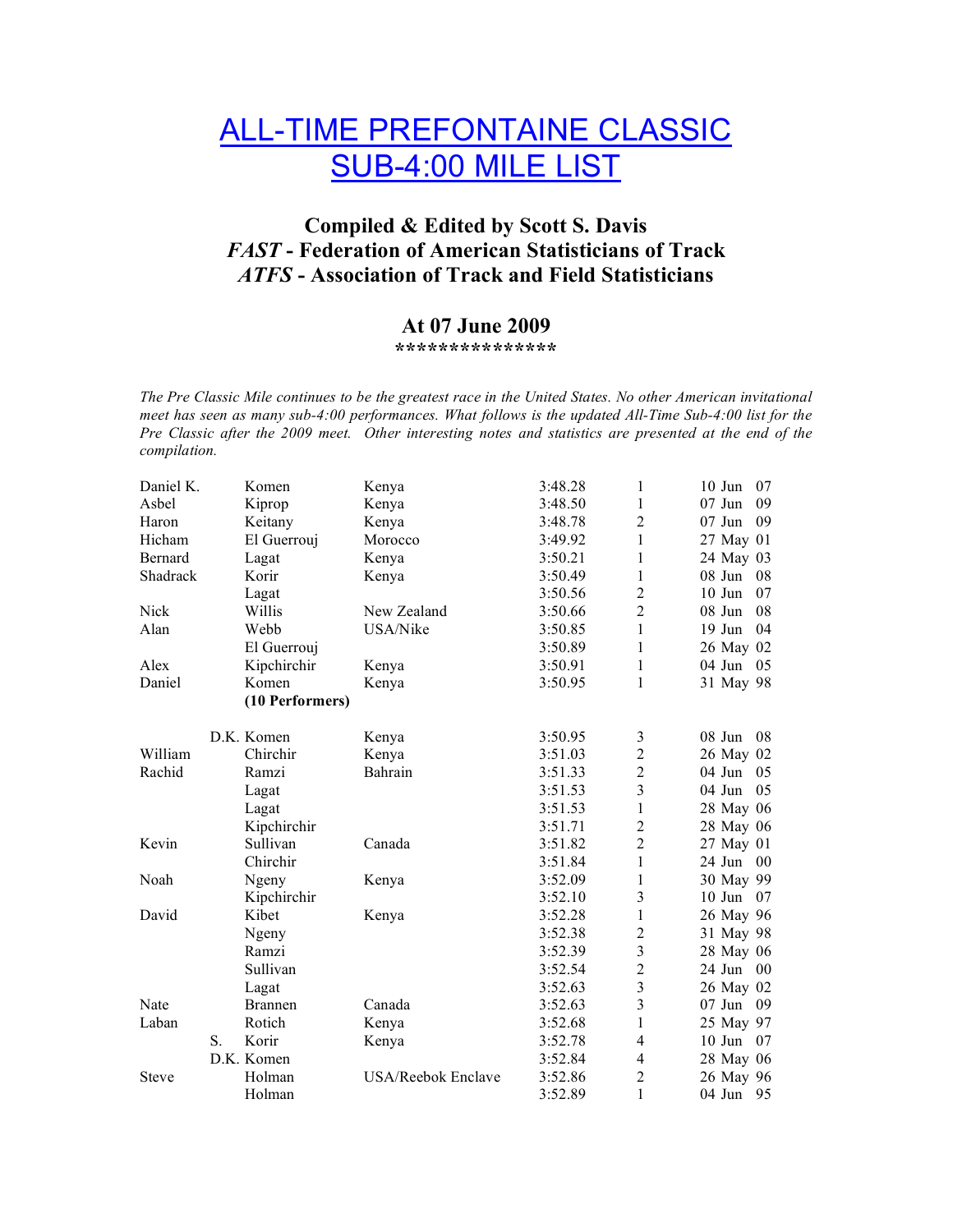# ALL-TIME PREFONTAINE CLASSIC SUB-4:00 MILE LIST

### Compiled & Edited by Scott S. Davis
### *FAST* - Federation of American Statisticians of Track
### *ATFS* - Association of Track and Field Statisticians

### At 07 June 2009
**\*\*\*\*\*\*\*\*\*\*\*\*\*\*\***

*The Pre Classic Mile continues to be the greatest race in the United States. No other American invitational meet has seen as many sub-4:00 performances. What follows is the updated All-Time Sub-4:00 list for the Pre Classic after the 2009 meet. Other interesting notes and statistics are presented at the end of the compilation.*

| First Name | Last Name | Country | Time | Place | Date |
|---|---|---|---|---|---|
| Daniel K. | Komen | Kenya | 3:48.28 | 1 | 10 Jun 07 |
| Asbel | Kiprop | Kenya | 3:48.50 | 1 | 07 Jun 09 |
| Haron | Keitany | Kenya | 3:48.78 | 2 | 07 Jun 09 |
| Hicham | El Guerrouj | Morocco | 3:49.92 | 1 | 27 May 01 |
| Bernard | Lagat | Kenya | 3:50.21 | 1 | 24 May 03 |
| Shadrack | Korir | Kenya | 3:50.49 | 1 | 08 Jun 08 |
| | Lagat | | 3:50.56 | 2 | 10 Jun 07 |
| Nick | Willis | New Zealand | 3:50.66 | 2 | 08 Jun 08 |
| Alan | Webb | USA/Nike | 3:50.85 | 1 | 19 Jun 04 |
| | El Guerrouj | | 3:50.89 | 1 | 26 May 02 |
| Alex | Kipchirchir | Kenya | 3:50.91 | 1 | 04 Jun 05 |
| Daniel | Komen | Kenya | 3:50.95 | 1 | 31 May 98 |
| | **(10 Performers)** | | | | |
| | D.K. Komen | Kenya | 3:50.95 | 3 | 08 Jun 08 |
| William | Chirchir | Kenya | 3:51.03 | 2 | 26 May 02 |
| Rachid | Ramzi | Bahrain | 3:51.33 | 2 | 04 Jun 05 |
| | Lagat | | 3:51.53 | 3 | 04 Jun 05 |
| | Lagat | | 3:51.53 | 1 | 28 May 06 |
| | Kipchirchir | | 3:51.71 | 2 | 28 May 06 |
| Kevin | Sullivan | Canada | 3:51.82 | 2 | 27 May 01 |
| | Chirchir | | 3:51.84 | 1 | 24 Jun 00 |
| Noah | Ngeny | Kenya | 3:52.09 | 1 | 30 May 99 |
| | Kipchirchir | | 3:52.10 | 3 | 10 Jun 07 |
| David | Kibet | Kenya | 3:52.28 | 1 | 26 May 96 |
| | Ngeny | | 3:52.38 | 2 | 31 May 98 |
| | Ramzi | | 3:52.39 | 3 | 28 May 06 |
| | Sullivan | | 3:52.54 | 2 | 24 Jun 00 |
| | Lagat | | 3:52.63 | 3 | 26 May 02 |
| Nate | Brannen | Canada | 3:52.63 | 3 | 07 Jun 09 |
| Laban | Rotich | Kenya | 3:52.68 | 1 | 25 May 97 |
| | S. Korir | Kenya | 3:52.78 | 4 | 10 Jun 07 |
| | D.K. Komen | | 3:52.84 | 4 | 28 May 06 |
| Steve | Holman | USA/Reebok Enclave | 3:52.86 | 2 | 26 May 96 |
| | Holman | | 3:52.89 | 1 | 04 Jun 95 |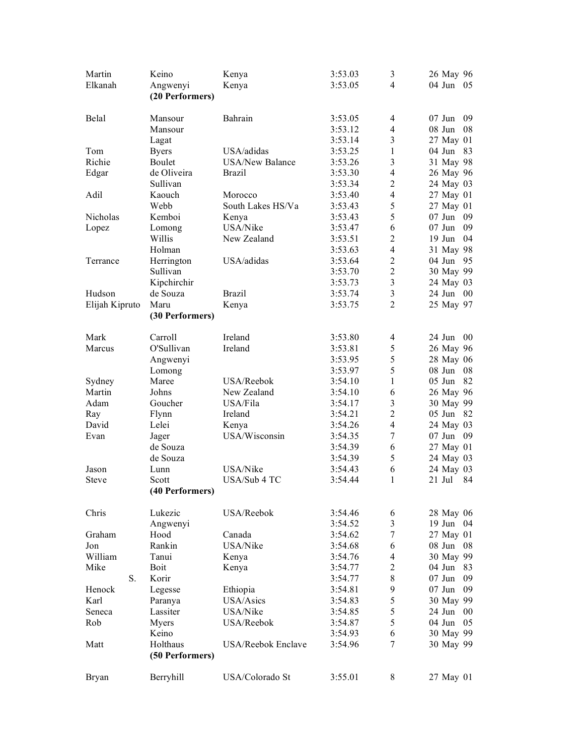| | | | | | |
|---|---|---|---|---|---|
| Martin | Keino | Kenya | 3:53.03 | 3 | 26 May 96 |
| Elkanah | Angwenyi | Kenya | 3:53.05 | 4 | 04 Jun 05 |
| | **(20 Performers)** | | | | |
| Belal | Mansour | Bahrain | 3:53.05 | 4 | 07 Jun 09 |
| | Mansour | | 3:53.12 | 4 | 08 Jun 08 |
| | Lagat | | 3:53.14 | 3 | 27 May 01 |
| Tom | Byers | USA/adidas | 3:53.25 | 1 | 04 Jun 83 |
| Richie | Boulet | USA/New Balance | 3:53.26 | 3 | 31 May 98 |
| Edgar | de Oliveira | Brazil | 3:53.30 | 4 | 26 May 96 |
| | Sullivan | | 3:53.34 | 2 | 24 May 03 |
| Adil | Kaouch | Morocco | 3:53.40 | 4 | 27 May 01 |
| | Webb | South Lakes HS/Va | 3:53.43 | 5 | 27 May 01 |
| Nicholas | Kemboi | Kenya | 3:53.43 | 5 | 07 Jun 09 |
| Lopez | Lomong | USA/Nike | 3:53.47 | 6 | 07 Jun 09 |
| | Willis | New Zealand | 3:53.51 | 2 | 19 Jun 04 |
| | Holman | | 3:53.63 | 4 | 31 May 98 |
| Terrance | Herrington | USA/adidas | 3:53.64 | 2 | 04 Jun 95 |
| | Sullivan | | 3:53.70 | 2 | 30 May 99 |
| | Kipchirchir | | 3:53.73 | 3 | 24 May 03 |
| Hudson | de Souza | Brazil | 3:53.74 | 3 | 24 Jun 00 |
| Elijah Kipruto | Maru | Kenya | 3:53.75 | 2 | 25 May 97 |
| | **(30 Performers)** | | | | |
| Mark | Carroll | Ireland | 3:53.80 | 4 | 24 Jun 00 |
| Marcus | O'Sullivan | Ireland | 3:53.81 | 5 | 26 May 96 |
| | Angwenyi | | 3:53.95 | 5 | 28 May 06 |
| | Lomong | | 3:53.97 | 5 | 08 Jun 08 |
| Sydney | Maree | USA/Reebok | 3:54.10 | 1 | 05 Jun 82 |
| Martin | Johns | New Zealand | 3:54.10 | 6 | 26 May 96 |
| Adam | Goucher | USA/Fila | 3:54.17 | 3 | 30 May 99 |
| Ray | Flynn | Ireland | 3:54.21 | 2 | 05 Jun 82 |
| David | Lelei | Kenya | 3:54.26 | 4 | 24 May 03 |
| Evan | Jager | USA/Wisconsin | 3:54.35 | 7 | 07 Jun 09 |
| | de Souza | | 3:54.39 | 6 | 27 May 01 |
| | de Souza | | 3:54.39 | 5 | 24 May 03 |
| Jason | Lunn | USA/Nike | 3:54.43 | 6 | 24 May 03 |
| Steve | Scott | USA/Sub 4 TC | 3:54.44 | 1 | 21 Jul 84 |
| | **(40 Performers)** | | | | |
| Chris | Lukezic | USA/Reebok | 3:54.46 | 6 | 28 May 06 |
| | Angwenyi | | 3:54.52 | 3 | 19 Jun 04 |
| Graham | Hood | Canada | 3:54.62 | 7 | 27 May 01 |
| Jon | Rankin | USA/Nike | 3:54.68 | 6 | 08 Jun 08 |
| William | Tanui | Kenya | 3:54.76 | 4 | 30 May 99 |
| Mike | Boit | Kenya | 3:54.77 | 2 | 04 Jun 83 |
| S. | Korir | | 3:54.77 | 8 | 07 Jun 09 |
| Henock | Legesse | Ethiopia | 3:54.81 | 9 | 07 Jun 09 |
| Karl | Paranya | USA/Asics | 3:54.83 | 5 | 30 May 99 |
| Seneca | Lassiter | USA/Nike | 3:54.85 | 5 | 24 Jun 00 |
| Rob | Myers | USA/Reebok | 3:54.87 | 5 | 04 Jun 05 |
| | Keino | | 3:54.93 | 6 | 30 May 99 |
| Matt | Holthaus | USA/Reebok Enclave | 3:54.96 | 7 | 30 May 99 |
| | **(50 Performers)** | | | | |
| Bryan | Berryhill | USA/Colorado St | 3:55.01 | 8 | 27 May 01 |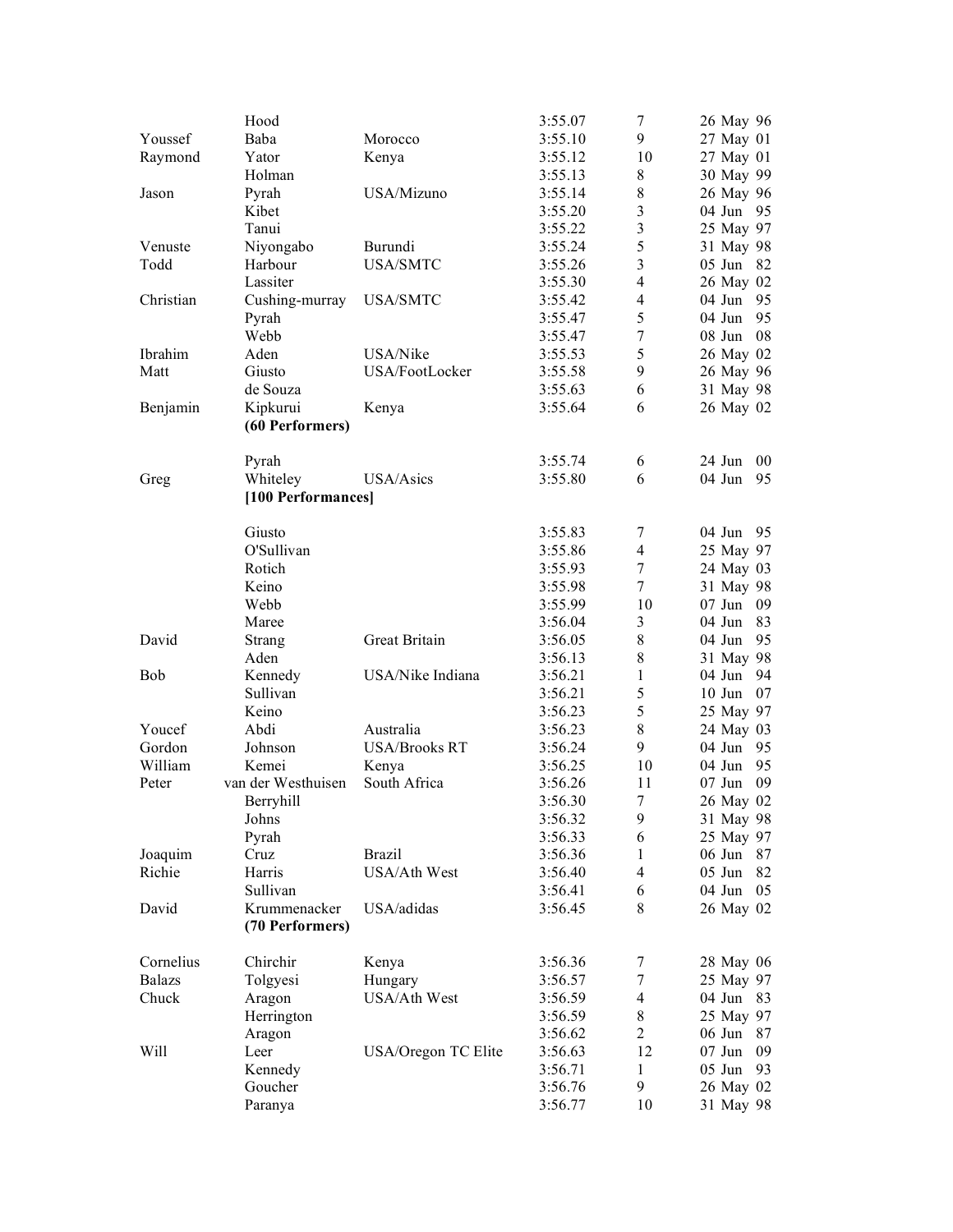| | | | | | |
|---|---|---|---|---|---|
| | Hood | | 3:55.07 | 7 | 26 May 96 |
| Youssef | Baba | Morocco | 3:55.10 | 9 | 27 May 01 |
| Raymond | Yator | Kenya | 3:55.12 | 10 | 27 May 01 |
| | Holman | | 3:55.13 | 8 | 30 May 99 |
| Jason | Pyrah | USA/Mizuno | 3:55.14 | 8 | 26 May 96 |
| | Kibet | | 3:55.20 | 3 | 04 Jun 95 |
| | Tanui | | 3:55.22 | 3 | 25 May 97 |
| Venuste | Niyongabo | Burundi | 3:55.24 | 5 | 31 May 98 |
| Todd | Harbour | USA/SMTC | 3:55.26 | 3 | 05 Jun 82 |
| | Lassiter | | 3:55.30 | 4 | 26 May 02 |
| Christian | Cushing-murray | USA/SMTC | 3:55.42 | 4 | 04 Jun 95 |
| | Pyrah | | 3:55.47 | 5 | 04 Jun 95 |
| | Webb | | 3:55.47 | 7 | 08 Jun 08 |
| Ibrahim | Aden | USA/Nike | 3:55.53 | 5 | 26 May 02 |
| Matt | Giusto | USA/FootLocker | 3:55.58 | 9 | 26 May 96 |
| | de Souza | | 3:55.63 | 6 | 31 May 98 |
| Benjamin | Kipkurui | Kenya | 3:55.64 | 6 | 26 May 02 |
| | **(60 Performers)** | | | | |
| | Pyrah | | 3:55.74 | 6 | 24 Jun 00 |
| Greg | Whiteley | USA/Asics | 3:55.80 | 6 | 04 Jun 95 |
| | **[100 Performances]** | | | | |
| | Giusto | | 3:55.83 | 7 | 04 Jun 95 |
| | O'Sullivan | | 3:55.86 | 4 | 25 May 97 |
| | Rotich | | 3:55.93 | 7 | 24 May 03 |
| | Keino | | 3:55.98 | 7 | 31 May 98 |
| | Webb | | 3:55.99 | 10 | 07 Jun 09 |
| | Maree | | 3:56.04 | 3 | 04 Jun 83 |
| David | Strang | Great Britain | 3:56.05 | 8 | 04 Jun 95 |
| | Aden | | 3:56.13 | 8 | 31 May 98 |
| Bob | Kennedy | USA/Nike Indiana | 3:56.21 | 1 | 04 Jun 94 |
| | Sullivan | | 3:56.21 | 5 | 10 Jun 07 |
| | Keino | | 3:56.23 | 5 | 25 May 97 |
| Youcef | Abdi | Australia | 3:56.23 | 8 | 24 May 03 |
| Gordon | Johnson | USA/Brooks RT | 3:56.24 | 9 | 04 Jun 95 |
| William | Kemei | Kenya | 3:56.25 | 10 | 04 Jun 95 |
| Peter | van der Westhuisen | South Africa | 3:56.26 | 11 | 07 Jun 09 |
| | Berryhill | | 3:56.30 | 7 | 26 May 02 |
| | Johns | | 3:56.32 | 9 | 31 May 98 |
| | Pyrah | | 3:56.33 | 6 | 25 May 97 |
| Joaquim | Cruz | Brazil | 3:56.36 | 1 | 06 Jun 87 |
| Richie | Harris | USA/Ath West | 3:56.40 | 4 | 05 Jun 82 |
| | Sullivan | | 3:56.41 | 6 | 04 Jun 05 |
| David | Krummenacker | USA/adidas | 3:56.45 | 8 | 26 May 02 |
| | **(70 Performers)** | | | | |
| Cornelius | Chirchir | Kenya | 3:56.36 | 7 | 28 May 06 |
| Balazs | Tolgyesi | Hungary | 3:56.57 | 7 | 25 May 97 |
| Chuck | Aragon | USA/Ath West | 3:56.59 | 4 | 04 Jun 83 |
| | Herrington | | 3:56.59 | 8 | 25 May 97 |
| | Aragon | | 3:56.62 | 2 | 06 Jun 87 |
| Will | Leer | USA/Oregon TC Elite | 3:56.63 | 12 | 07 Jun 09 |
| | Kennedy | | 3:56.71 | 1 | 05 Jun 93 |
| | Goucher | | 3:56.76 | 9 | 26 May 02 |
| | Paranya | | 3:56.77 | 10 | 31 May 98 |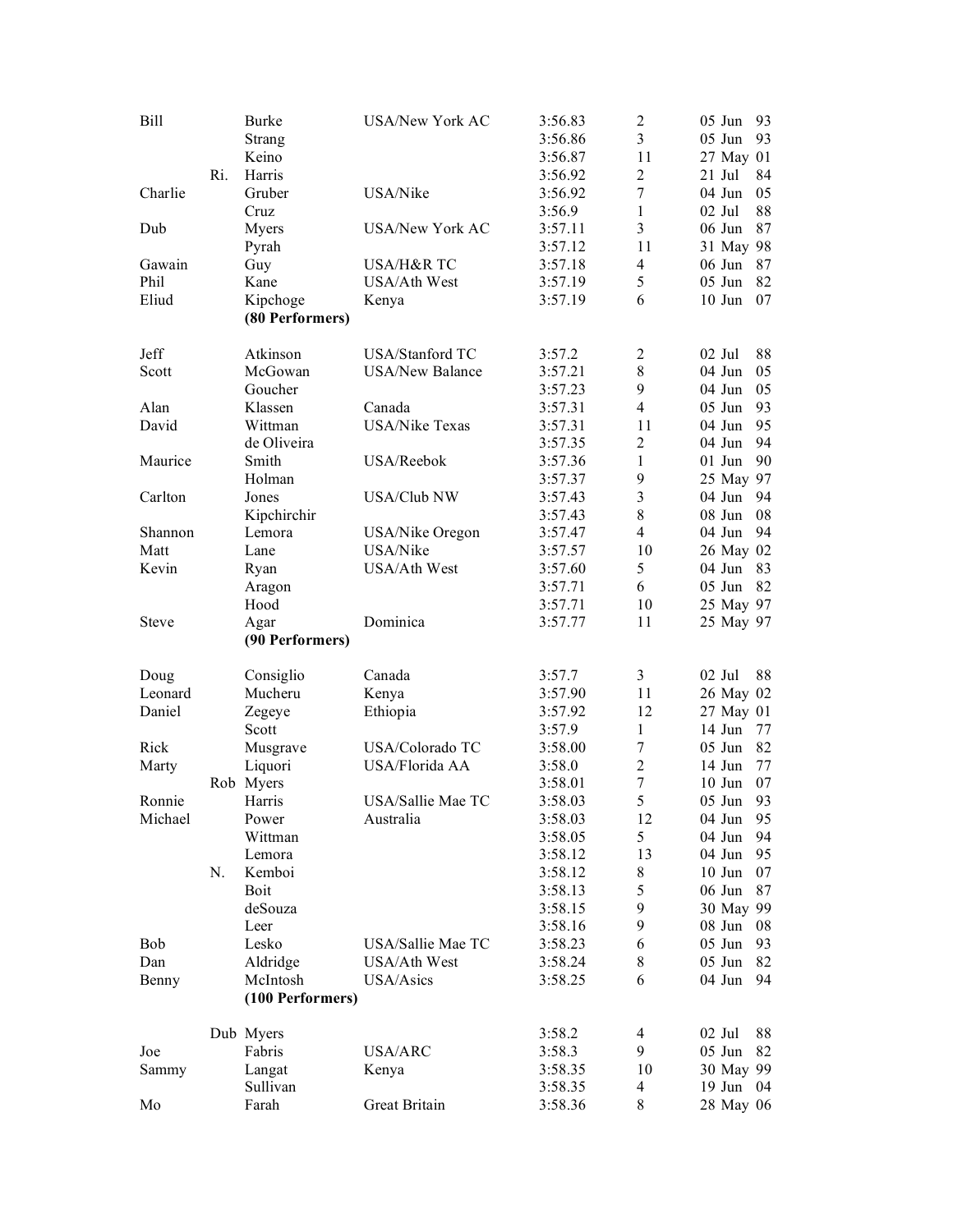| | | | | | | |
|---|---|---|---|---|---|---|
| Bill | | Burke | USA/New York AC | 3:56.83 | 2 | 05 Jun 93 |
| | | Strang | | 3:56.86 | 3 | 05 Jun 93 |
| | | Keino | | 3:56.87 | 11 | 27 May 01 |
| | Ri. | Harris | | 3:56.92 | 2 | 21 Jul 84 |
| Charlie | | Gruber | USA/Nike | 3:56.92 | 7 | 04 Jun 05 |
| | | Cruz | | 3:56.9 | 1 | 02 Jul 88 |
| Dub | | Myers | USA/New York AC | 3:57.11 | 3 | 06 Jun 87 |
| | | Pyrah | | 3:57.12 | 11 | 31 May 98 |
| Gawain | | Guy | USA/H&R TC | 3:57.18 | 4 | 06 Jun 87 |
| Phil | | Kane | USA/Ath West | 3:57.19 | 5 | 05 Jun 82 |
| Eliud | | Kipchoge | Kenya | 3:57.19 | 6 | 10 Jun 07 |
| | | **(80 Performers)** | | | | |
| Jeff | | Atkinson | USA/Stanford TC | 3:57.2 | 2 | 02 Jul 88 |
| Scott | | McGowan | USA/New Balance | 3:57.21 | 8 | 04 Jun 05 |
| | | Goucher | | 3:57.23 | 9 | 04 Jun 05 |
| Alan | | Klassen | Canada | 3:57.31 | 4 | 05 Jun 93 |
| David | | Wittman | USA/Nike Texas | 3:57.31 | 11 | 04 Jun 95 |
| | | de Oliveira | | 3:57.35 | 2 | 04 Jun 94 |
| Maurice | | Smith | USA/Reebok | 3:57.36 | 1 | 01 Jun 90 |
| | | Holman | | 3:57.37 | 9 | 25 May 97 |
| Carlton | | Jones | USA/Club NW | 3:57.43 | 3 | 04 Jun 94 |
| | | Kipchirchir | | 3:57.43 | 8 | 08 Jun 08 |
| Shannon | | Lemora | USA/Nike Oregon | 3:57.47 | 4 | 04 Jun 94 |
| Matt | | Lane | USA/Nike | 3:57.57 | 10 | 26 May 02 |
| Kevin | | Ryan | USA/Ath West | 3:57.60 | 5 | 04 Jun 83 |
| | | Aragon | | 3:57.71 | 6 | 05 Jun 82 |
| | | Hood | | 3:57.71 | 10 | 25 May 97 |
| Steve | | Agar | Dominica | 3:57.77 | 11 | 25 May 97 |
| | | **(90 Performers)** | | | | |
| Doug | | Consiglio | Canada | 3:57.7 | 3 | 02 Jul 88 |
| Leonard | | Mucheru | Kenya | 3:57.90 | 11 | 26 May 02 |
| Daniel | | Zegeye | Ethiopia | 3:57.92 | 12 | 27 May 01 |
| | | Scott | | 3:57.9 | 1 | 14 Jun 77 |
| Rick | | Musgrave | USA/Colorado TC | 3:58.00 | 7 | 05 Jun 82 |
| Marty | | Liquori | USA/Florida AA | 3:58.0 | 2 | 14 Jun 77 |
| | Rob | Myers | | 3:58.01 | 7 | 10 Jun 07 |
| Ronnie | | Harris | USA/Sallie Mae TC | 3:58.03 | 5 | 05 Jun 93 |
| Michael | | Power | Australia | 3:58.03 | 12 | 04 Jun 95 |
| | | Wittman | | 3:58.05 | 5 | 04 Jun 94 |
| | | Lemora | | 3:58.12 | 13 | 04 Jun 95 |
| | N. | Kemboi | | 3:58.12 | 8 | 10 Jun 07 |
| | | Boit | | 3:58.13 | 5 | 06 Jun 87 |
| | | deSouza | | 3:58.15 | 9 | 30 May 99 |
| | | Leer | | 3:58.16 | 9 | 08 Jun 08 |
| Bob | | Lesko | USA/Sallie Mae TC | 3:58.23 | 6 | 05 Jun 93 |
| Dan | | Aldridge | USA/Ath West | 3:58.24 | 8 | 05 Jun 82 |
| Benny | | McIntosh | USA/Asics | 3:58.25 | 6 | 04 Jun 94 |
| | | **(100 Performers)** | | | | |
| | Dub | Myers | | 3:58.2 | 4 | 02 Jul 88 |
| Joe | | Fabris | USA/ARC | 3:58.3 | 9 | 05 Jun 82 |
| Sammy | | Langat | Kenya | 3:58.35 | 10 | 30 May 99 |
| | | Sullivan | | 3:58.35 | 4 | 19 Jun 04 |
| Mo | | Farah | Great Britain | 3:58.36 | 8 | 28 May 06 |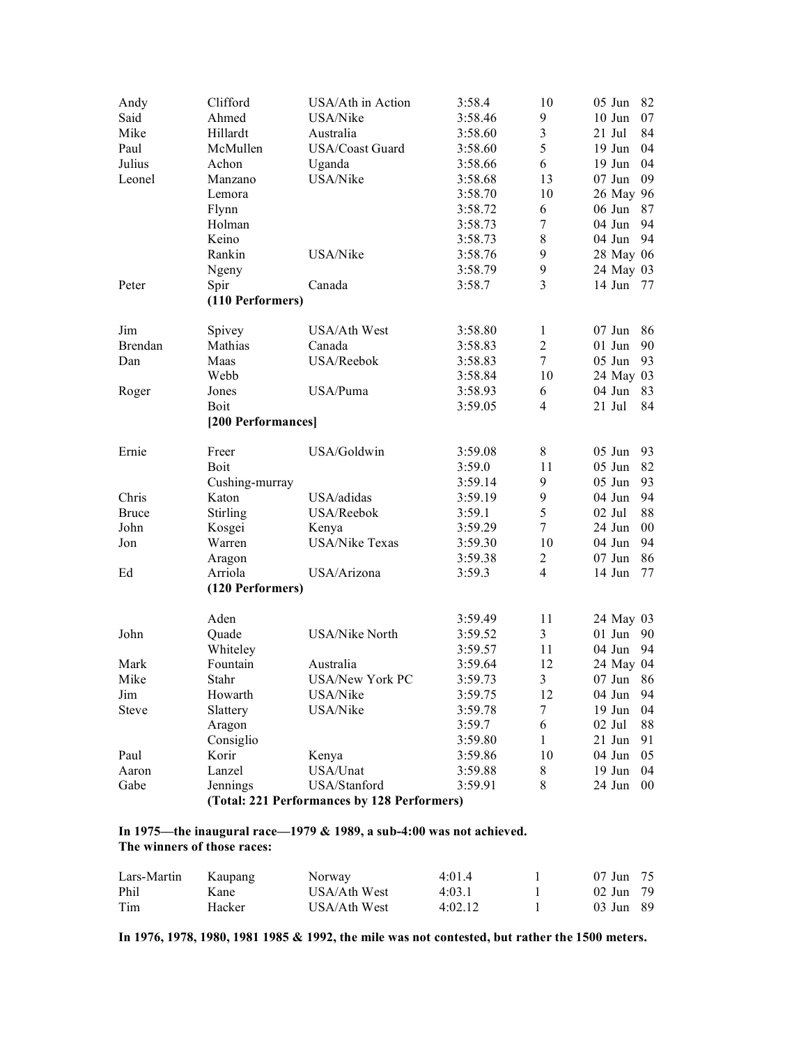| | | | | | |
|---|---|---|---|---|---|
| Andy | Clifford | USA/Ath in Action | 3:58.4 | 10 | 05 Jun 82 |
| Said | Ahmed | USA/Nike | 3:58.46 | 9 | 10 Jun 07 |
| Mike | Hillardt | Australia | 3:58.60 | 3 | 21 Jul 84 |
| Paul | McMullen | USA/Coast Guard | 3:58.60 | 5 | 19 Jun 04 |
| Julius | Achon | Uganda | 3:58.66 | 6 | 19 Jun 04 |
| Leonel | Manzano | USA/Nike | 3:58.68 | 13 | 07 Jun 09 |
| | Lemora | | 3:58.70 | 10 | 26 May 96 |
| | Flynn | | 3:58.72 | 6 | 06 Jun 87 |
| | Holman | | 3:58.73 | 7 | 04 Jun 94 |
| | Keino | | 3:58.73 | 8 | 04 Jun 94 |
| | Rankin | USA/Nike | 3:58.76 | 9 | 28 May 06 |
| | Ngeny | | 3:58.79 | 9 | 24 May 03 |
| Peter | Spir | Canada | 3:58.7 | 3 | 14 Jun 77 |
| | **(110 Performers)** | | | | |
| Jim | Spivey | USA/Ath West | 3:58.80 | 1 | 07 Jun 86 |
| Brendan | Mathias | Canada | 3:58.83 | 2 | 01 Jun 90 |
| Dan | Maas | USA/Reebok | 3:58.83 | 7 | 05 Jun 93 |
| | Webb | | 3:58.84 | 10 | 24 May 03 |
| Roger | Jones | USA/Puma | 3:58.93 | 6 | 04 Jun 83 |
| | Boit | | 3:59.05 | 4 | 21 Jul 84 |
| | **[200 Performances]** | | | | |
| Ernie | Freer | USA/Goldwin | 3:59.08 | 8 | 05 Jun 93 |
| | Boit | | 3:59.0 | 11 | 05 Jun 82 |
| | Cushing-murray | | 3:59.14 | 9 | 05 Jun 93 |
| Chris | Katon | USA/adidas | 3:59.19 | 9 | 04 Jun 94 |
| Bruce | Stirling | USA/Reebok | 3:59.1 | 5 | 02 Jul 88 |
| John | Kosgei | Kenya | 3:59.29 | 7 | 24 Jun 00 |
| Jon | Warren | USA/Nike Texas | 3:59.30 | 10 | 04 Jun 94 |
| | Aragon | | 3:59.38 | 2 | 07 Jun 86 |
| Ed | Arriola | USA/Arizona | 3:59.3 | 4 | 14 Jun 77 |
| | **(120 Performers)** | | | | |
| | Aden | | 3:59.49 | 11 | 24 May 03 |
| John | Quade | USA/Nike North | 3:59.52 | 3 | 01 Jun 90 |
| | Whiteley | | 3:59.57 | 11 | 04 Jun 94 |
| Mark | Fountain | Australia | 3:59.64 | 12 | 24 May 04 |
| Mike | Stahr | USA/New York PC | 3:59.73 | 3 | 07 Jun 86 |
| Jim | Howarth | USA/Nike | 3:59.75 | 12 | 04 Jun 94 |
| Steve | Slattery | USA/Nike | 3:59.78 | 7 | 19 Jun 04 |
| | Aragon | | 3:59.7 | 6 | 02 Jul 88 |
| | Consiglio | | 3:59.80 | 1 | 21 Jun 91 |
| Paul | Korir | Kenya | 3:59.86 | 10 | 04 Jun 05 |
| Aaron | Lanzel | USA/Unat | 3:59.88 | 8 | 19 Jun 04 |
| Gabe | Jennings | USA/Stanford | 3:59.91 | 8 | 24 Jun 00 |
| | **(Total: 221 Performances by 128 Performers)** | | | | |

**In 1975—the inaugural race—1979 & 1989, a sub-4:00 was not achieved.**
**The winners of those races:**

| | | | | | |
|---|---|---|---|---|---|
| Lars-Martin | Kaupang | Norway | 4:01.4 | 1 | 07 Jun 75 |
| Phil | Kane | USA/Ath West | 4:03.1 | 1 | 02 Jun 79 |
| Tim | Hacker | USA/Ath West | 4:02.12 | 1 | 03 Jun 89 |

**In 1976, 1978, 1980, 1981 1985 & 1992, the mile was not contested, but rather the 1500 meters.**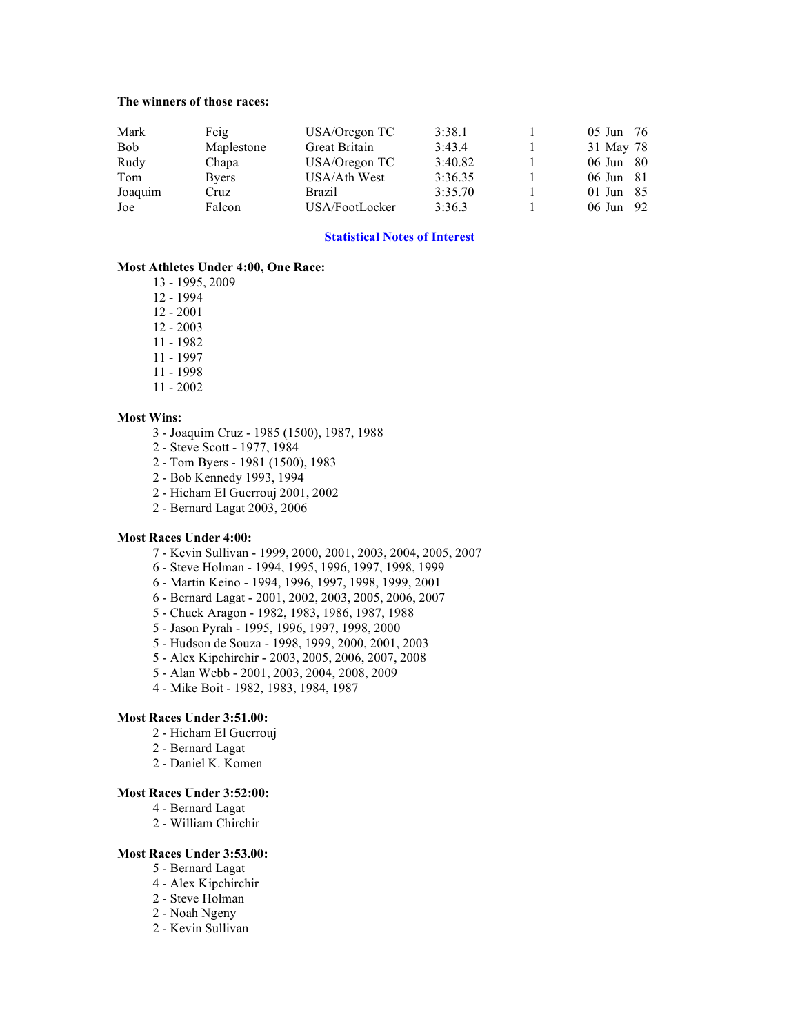**The winners of those races:**

| | | | | | |
|---|---|---|---|---|---|
| Mark | Feig | USA/Oregon TC | 3:38.1 | 1 | 05 Jun 76 |
| Bob | Maplestone | Great Britain | 3:43.4 | 1 | 31 May 78 |
| Rudy | Chapa | USA/Oregon TC | 3:40.82 | 1 | 06 Jun 80 |
| Tom | Byers | USA/Ath West | 3:36.35 | 1 | 06 Jun 81 |
| Joaquim | Cruz | Brazil | 3:35.70 | 1 | 01 Jun 85 |
| Joe | Falcon | USA/FootLocker | 3:36.3 | 1 | 06 Jun 92 |

## Statistical Notes of Interest

**Most Athletes Under 4:00, One Race:**

13 - 1995, 2009
12 - 1994
12 - 2001
12 - 2003
11 - 1982
11 - 1997
11 - 1998
11 - 2002

**Most Wins:**

3 - Joaquim Cruz - 1985 (1500), 1987, 1988
2 - Steve Scott - 1977, 1984
2 - Tom Byers - 1981 (1500), 1983
2 - Bob Kennedy 1993, 1994
2 - Hicham El Guerrouj 2001, 2002
2 - Bernard Lagat 2003, 2006

**Most Races Under 4:00:**

7 - Kevin Sullivan - 1999, 2000, 2001, 2003, 2004, 2005, 2007
6 - Steve Holman - 1994, 1995, 1996, 1997, 1998, 1999
6 - Martin Keino - 1994, 1996, 1997, 1998, 1999, 2001
6 - Bernard Lagat - 2001, 2002, 2003, 2005, 2006, 2007
5 - Chuck Aragon - 1982, 1983, 1986, 1987, 1988
5 - Jason Pyrah - 1995, 1996, 1997, 1998, 2000
5 - Hudson de Souza - 1998, 1999, 2000, 2001, 2003
5 - Alex Kipchirchir - 2003, 2005, 2006, 2007, 2008
5 - Alan Webb - 2001, 2003, 2004, 2008, 2009
4 - Mike Boit - 1982, 1983, 1984, 1987

**Most Races Under 3:51.00:**

2 - Hicham El Guerrouj
2 - Bernard Lagat
2 - Daniel K. Komen

**Most Races Under 3:52:00:**

4 - Bernard Lagat
2 - William Chirchir

**Most Races Under 3:53.00:**

5 - Bernard Lagat
4 - Alex Kipchirchir
2 - Steve Holman
2 - Noah Ngeny
2 - Kevin Sullivan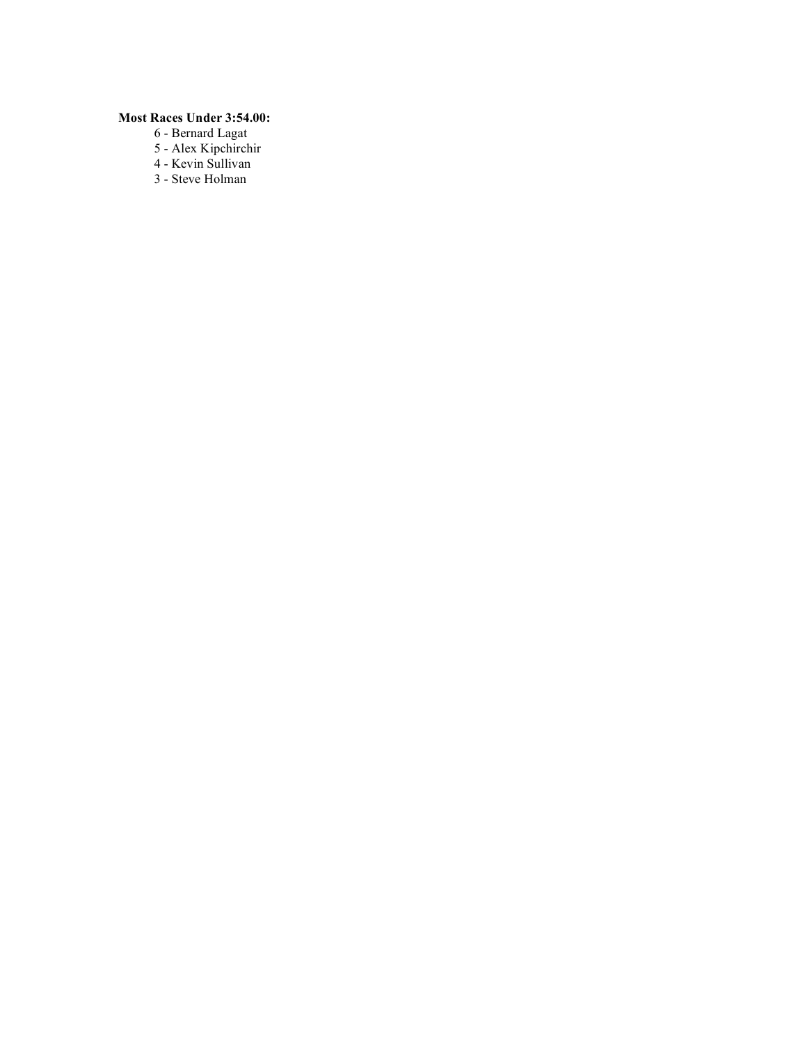**Most Races Under 3:54.00:**

6 - Bernard Lagat
5 - Alex Kipchirchir
4 - Kevin Sullivan
3 - Steve Holman